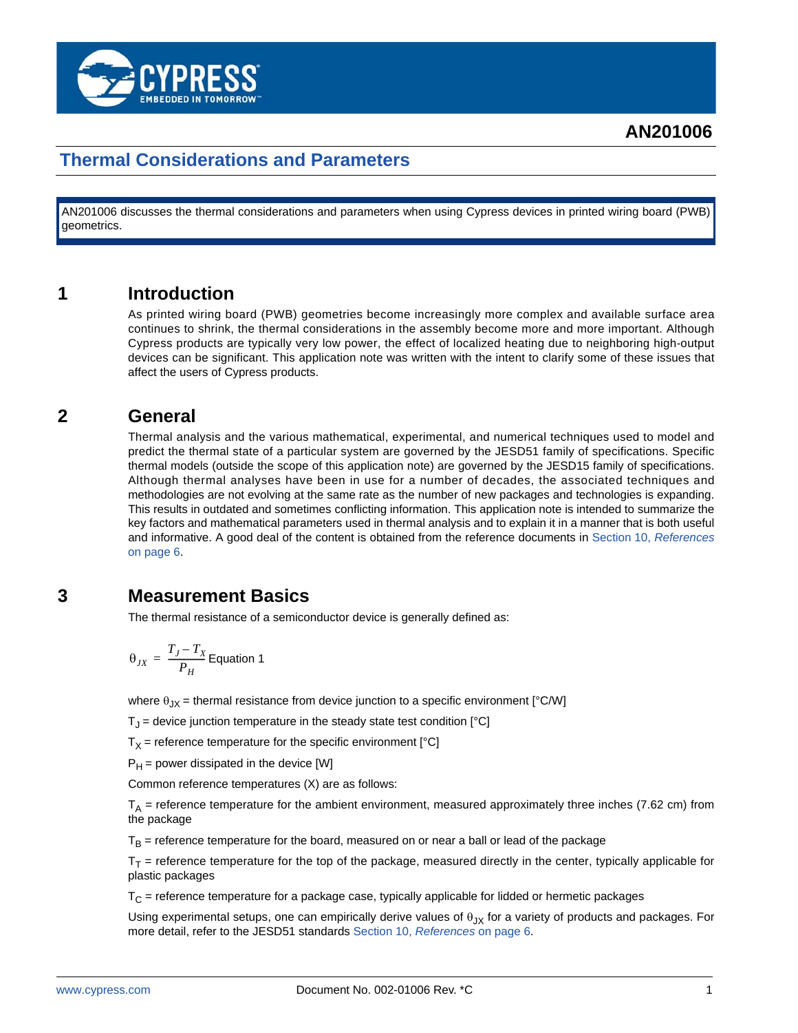# AN201006

# Thermal Considerations and Parameters

AN201006 discusses the thermal considerations and parameters when using Cypress devices in printed wiring board (PWB) geometrics.

## 1 Introduction

As printed wiring board (PWB) geometries become increasingly more complex and available surface area continues to shrink, the thermal considerations in the assembly become more and more important. Although Cypress products are typically very low power, the effect of localized heating due to neighboring high-output devices can be significant. This application note was written with the intent to clarify some of these issues that affect the users of Cypress products.

## 2 General

Thermal analysis and the various mathematical, experimental, and numerical techniques used to model and predict the thermal state of a particular system are governed by the JESD51 family of specifications. Specific thermal models (outside the scope of this application note) are governed by the JESD15 family of specifications. Although thermal analyses have been in use for a number of decades, the associated techniques and methodologies are not evolving at the same rate as the number of new packages and technologies is expanding. This results in outdated and sometimes conflicting information. This application note is intended to summarize the key factors and mathematical parameters used in thermal analysis and to explain it in a manner that is both useful and informative. A good deal of the content is obtained from the reference documents in Section 10, *References* on page 6.

## 3 Measurement Basics

The thermal resistance of a semiconductor device is generally defined as:

$$\theta_{JX} = \frac{T_J - T_X}{P_H} \quad \text{Equation 1}$$

where $\theta_{JX}$ = thermal resistance from device junction to a specific environment [°C/W]

$T_J$ = device junction temperature in the steady state test condition [°C]

$T_X$ = reference temperature for the specific environment [°C]

$P_H$ = power dissipated in the device [W]

Common reference temperatures (X) are as follows:

$T_A$ = reference temperature for the ambient environment, measured approximately three inches (7.62 cm) from the package

$T_B$ = reference temperature for the board, measured on or near a ball or lead of the package

$T_T$ = reference temperature for the top of the package, measured directly in the center, typically applicable for plastic packages

$T_C$ = reference temperature for a package case, typically applicable for lidded or hermetic packages

Using experimental setups, one can empirically derive values of $\theta_{JX}$ for a variety of products and packages. For more detail, refer to the JESD51 standards Section 10, *References* on page 6.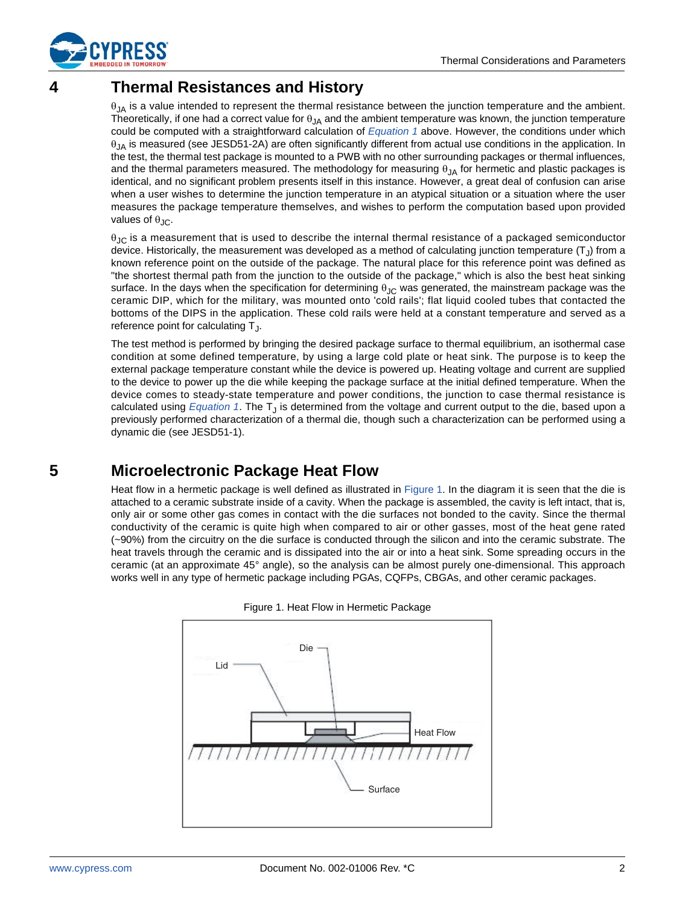## 4 Thermal Resistances and History

$\theta_{JA}$ is a value intended to represent the thermal resistance between the junction temperature and the ambient. Theoretically, if one had a correct value for $\theta_{JA}$ and the ambient temperature was known, the junction temperature could be computed with a straightforward calculation of *Equation 1* above. However, the conditions under which $\theta_{JA}$ is measured (see JESD51-2A) are often significantly different from actual use conditions in the application. In the test, the thermal test package is mounted to a PWB with no other surrounding packages or thermal influences, and the thermal parameters measured. The methodology for measuring $\theta_{JA}$ for hermetic and plastic packages is identical, and no significant problem presents itself in this instance. However, a great deal of confusion can arise when a user wishes to determine the junction temperature in an atypical situation or a situation where the user measures the package temperature themselves, and wishes to perform the computation based upon provided values of $\theta_{JC}$.

$\theta_{JC}$ is a measurement that is used to describe the internal thermal resistance of a packaged semiconductor device. Historically, the measurement was developed as a method of calculating junction temperature ($T_J$) from a known reference point on the outside of the package. The natural place for this reference point was defined as "the shortest thermal path from the junction to the outside of the package," which is also the best heat sinking surface. In the days when the specification for determining $\theta_{JC}$ was generated, the mainstream package was the ceramic DIP, which for the military, was mounted onto 'cold rails'; flat liquid cooled tubes that contacted the bottoms of the DIPS in the application. These cold rails were held at a constant temperature and served as a reference point for calculating $T_J$.

The test method is performed by bringing the desired package surface to thermal equilibrium, an isothermal case condition at some defined temperature, by using a large cold plate or heat sink. The purpose is to keep the external package temperature constant while the device is powered up. Heating voltage and current are supplied to the device to power up the die while keeping the package surface at the initial defined temperature. When the device comes to steady-state temperature and power conditions, the junction to case thermal resistance is calculated using *Equation 1*. The $T_J$ is determined from the voltage and current output to the die, based upon a previously performed characterization of a thermal die, though such a characterization can be performed using a dynamic die (see JESD51-1).

## 5 Microelectronic Package Heat Flow

Heat flow in a hermetic package is well defined as illustrated in Figure 1. In the diagram it is seen that the die is attached to a ceramic substrate inside of a cavity. When the package is assembled, the cavity is left intact, that is, only air or some other gas comes in contact with the die surfaces not bonded to the cavity. Since the thermal conductivity of the ceramic is quite high when compared to air or other gasses, most of the heat gene rated (~90%) from the circuitry on the die surface is conducted through the silicon and into the ceramic substrate. The heat travels through the ceramic and is dissipated into the air or into a heat sink. Some spreading occurs in the ceramic (at an approximate 45° angle), so the analysis can be almost purely one-dimensional. This approach works well in any type of hermetic package including PGAs, CQFPs, CBGAs, and other ceramic packages.

Figure 1. Heat Flow in Hermetic Package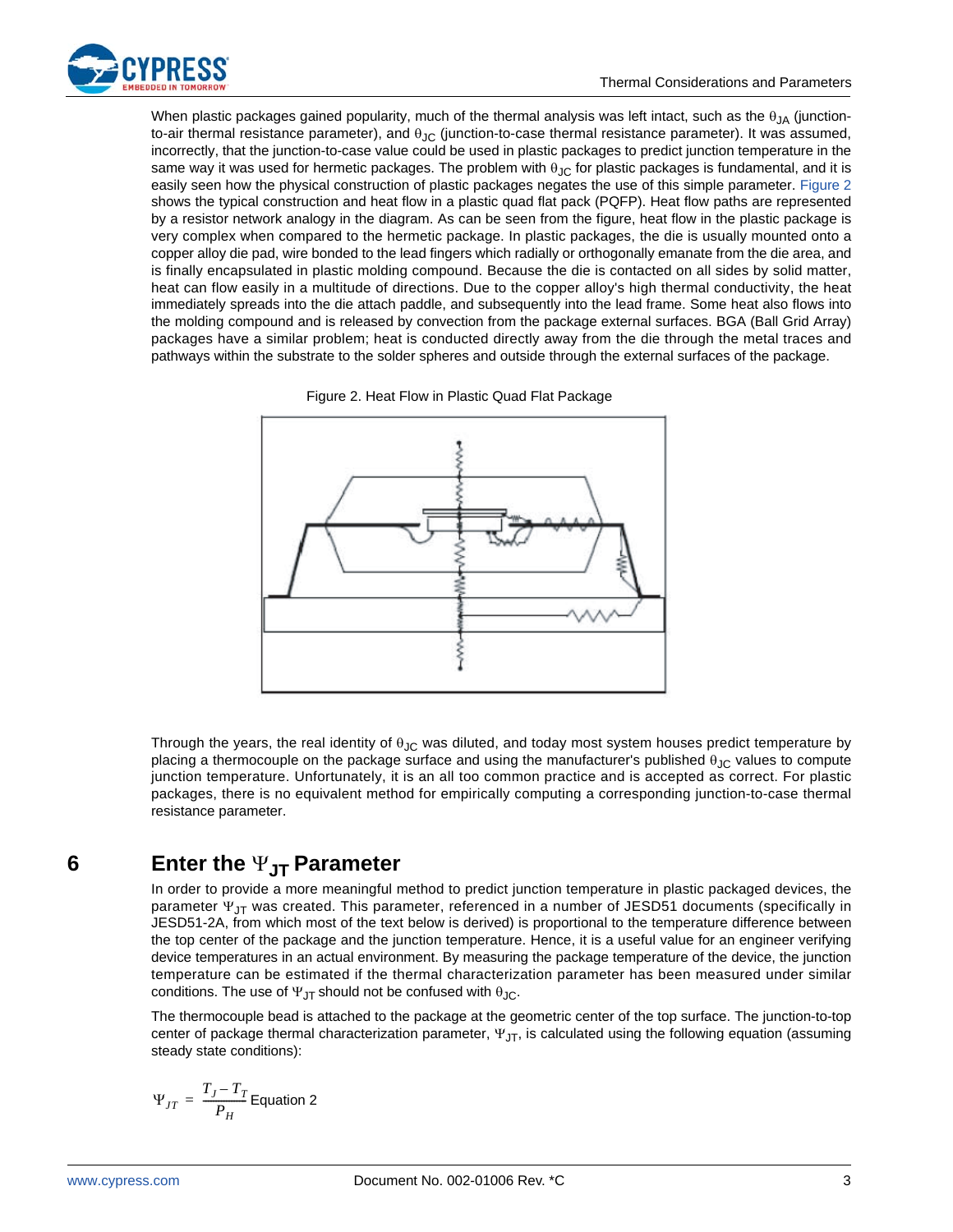When plastic packages gained popularity, much of the thermal analysis was left intact, such as the $\theta_{JA}$ (junction-to-air thermal resistance parameter), and $\theta_{JC}$ (junction-to-case thermal resistance parameter). It was assumed, incorrectly, that the junction-to-case value could be used in plastic packages to predict junction temperature in the same way it was used for hermetic packages. The problem with $\theta_{JC}$ for plastic packages is fundamental, and it is easily seen how the physical construction of plastic packages negates the use of this simple parameter. Figure 2 shows the typical construction and heat flow in a plastic quad flat pack (PQFP). Heat flow paths are represented by a resistor network analogy in the diagram. As can be seen from the figure, heat flow in the plastic package is very complex when compared to the hermetic package. In plastic packages, the die is usually mounted onto a copper alloy die pad, wire bonded to the lead fingers which radially or orthogonally emanate from the die area, and is finally encapsulated in plastic molding compound. Because the die is contacted on all sides by solid matter, heat can flow easily in a multitude of directions. Due to the copper alloy's high thermal conductivity, the heat immediately spreads into the die attach paddle, and subsequently into the lead frame. Some heat also flows into the molding compound and is released by convection from the package external surfaces. BGA (Ball Grid Array) packages have a similar problem; heat is conducted directly away from the die through the metal traces and pathways within the substrate to the solder spheres and outside through the external surfaces of the package.

Figure 2. Heat Flow in Plastic Quad Flat Package

Through the years, the real identity of $\theta_{JC}$ was diluted, and today most system houses predict temperature by placing a thermocouple on the package surface and using the manufacturer's published $\theta_{JC}$ values to compute junction temperature. Unfortunately, it is an all too common practice and is accepted as correct. For plastic packages, there is no equivalent method for empirically computing a corresponding junction-to-case thermal resistance parameter.

## 6 Enter the $\Psi_{JT}$ Parameter

In order to provide a more meaningful method to predict junction temperature in plastic packaged devices, the parameter $\Psi_{JT}$ was created. This parameter, referenced in a number of JESD51 documents (specifically in JESD51-2A, from which most of the text below is derived) is proportional to the temperature difference between the top center of the package and the junction temperature. Hence, it is a useful value for an engineer verifying device temperatures in an actual environment. By measuring the package temperature of the device, the junction temperature can be estimated if the thermal characterization parameter has been measured under similar conditions. The use of $\Psi_{JT}$ should not be confused with $\theta_{JC}$.

The thermocouple bead is attached to the package at the geometric center of the top surface. The junction-to-top center of package thermal characterization parameter, $\Psi_{JT}$, is calculated using the following equation (assuming steady state conditions):

$$\Psi_{JT} = \frac{T_J - T_T}{P_H} \quad \text{Equation 2}$$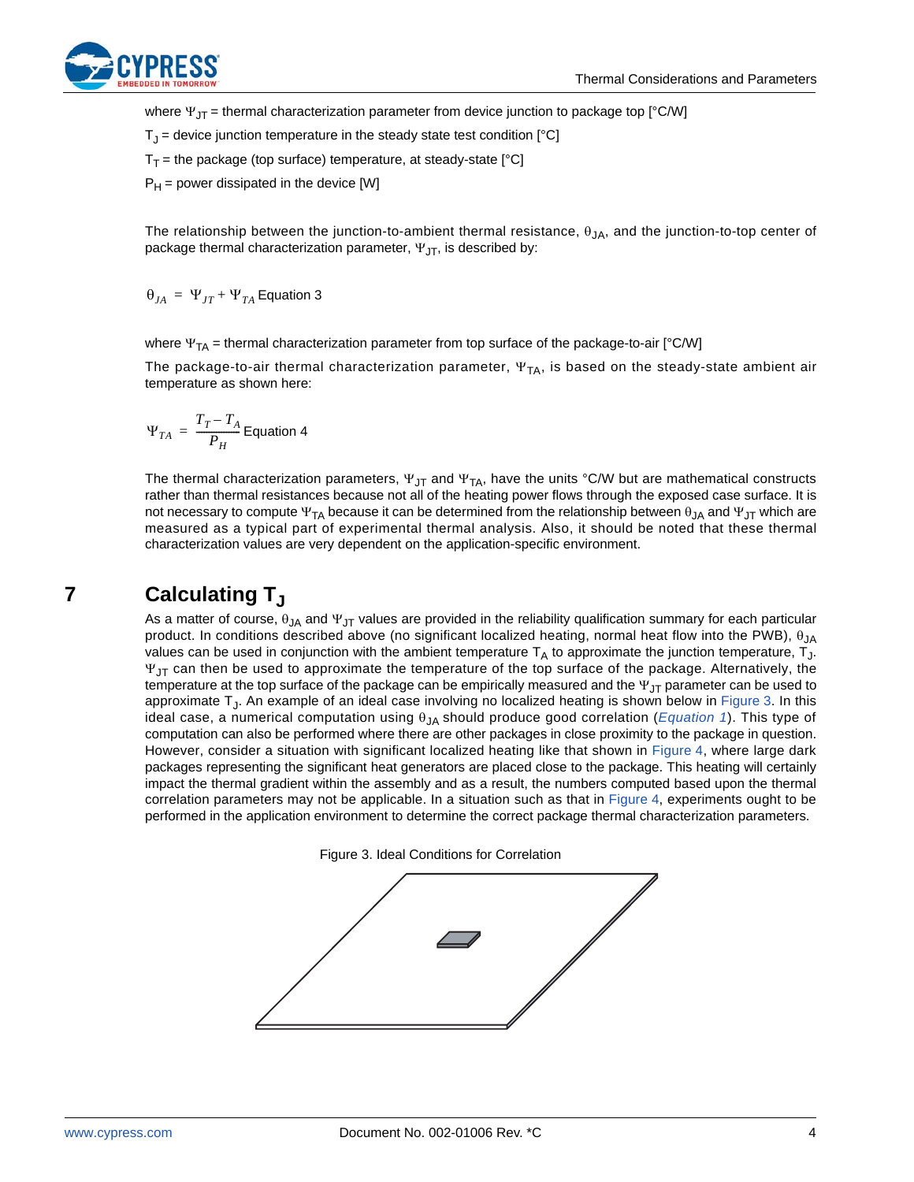where $\Psi_{JT}$ = thermal characterization parameter from device junction to package top [°C/W]

$T_J$ = device junction temperature in the steady state test condition [°C]

$T_T$ = the package (top surface) temperature, at steady-state [°C]

$P_H$ = power dissipated in the device [W]

The relationship between the junction-to-ambient thermal resistance, $\theta_{JA}$, and the junction-to-top center of package thermal characterization parameter, $\Psi_{JT}$, is described by:

$$\theta_{JA} = \Psi_{JT} + \Psi_{TA} \quad \text{Equation 3}$$

where $\Psi_{TA}$ = thermal characterization parameter from top surface of the package-to-air [°C/W]

The package-to-air thermal characterization parameter, $\Psi_{TA}$, is based on the steady-state ambient air temperature as shown here:

$$\Psi_{TA} = \frac{T_T - T_A}{P_H} \quad \text{Equation 4}$$

The thermal characterization parameters, $\Psi_{JT}$ and $\Psi_{TA}$, have the units °C/W but are mathematical constructs rather than thermal resistances because not all of the heating power flows through the exposed case surface. It is not necessary to compute $\Psi_{TA}$ because it can be determined from the relationship between $\theta_{JA}$ and $\Psi_{JT}$ which are measured as a typical part of experimental thermal analysis. Also, it should be noted that these thermal characterization values are very dependent on the application-specific environment.

# 7 Calculating $T_J$

As a matter of course, $\theta_{JA}$ and $\Psi_{JT}$ values are provided in the reliability qualification summary for each particular product. In conditions described above (no significant localized heating, normal heat flow into the PWB), $\theta_{JA}$ values can be used in conjunction with the ambient temperature $T_A$ to approximate the junction temperature, $T_J$. $\Psi_{JT}$ can then be used to approximate the temperature of the top surface of the package. Alternatively, the temperature at the top surface of the package can be empirically measured and the $\Psi_{JT}$ parameter can be used to approximate $T_J$. An example of an ideal case involving no localized heating is shown below in Figure 3. In this ideal case, a numerical computation using $\theta_{JA}$ should produce good correlation (*Equation 1*). This type of computation can also be performed where there are other packages in close proximity to the package in question. However, consider a situation with significant localized heating like that shown in Figure 4, where large dark packages representing the significant heat generators are placed close to the package. This heating will certainly impact the thermal gradient within the assembly and as a result, the numbers computed based upon the thermal correlation parameters may not be applicable. In a situation such as that in Figure 4, experiments ought to be performed in the application environment to determine the correct package thermal characterization parameters.

Figure 3. Ideal Conditions for Correlation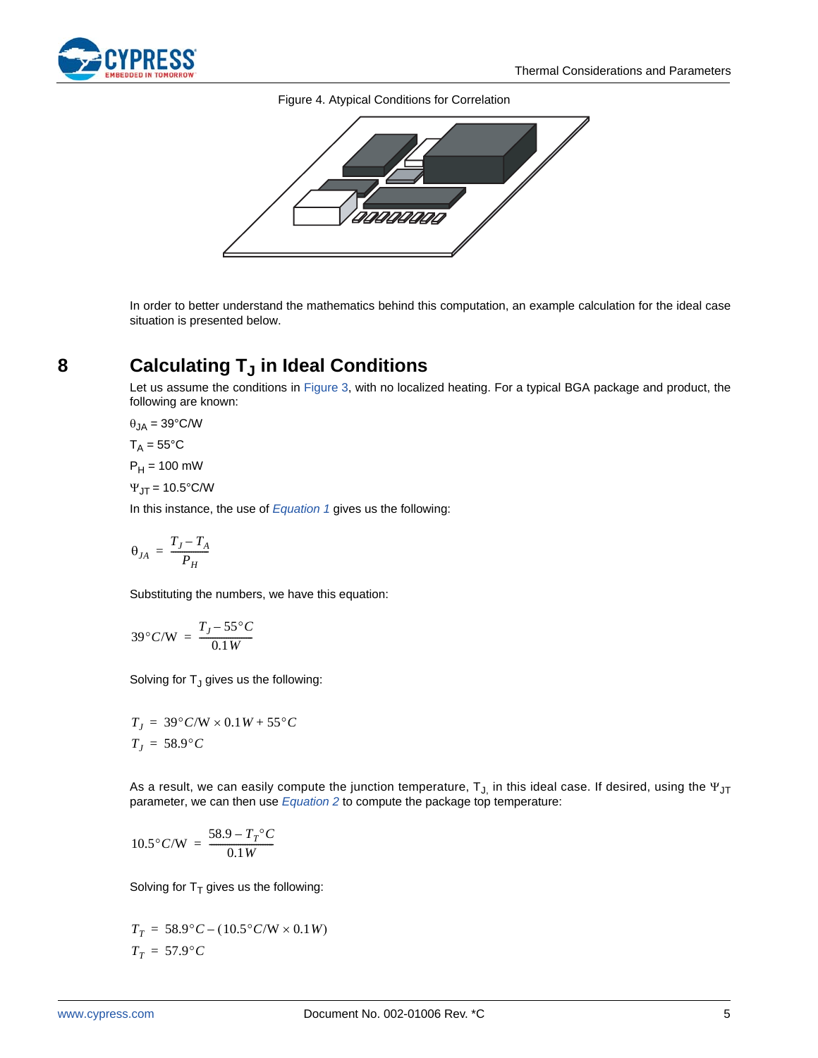Figure 4. Atypical Conditions for Correlation

In order to better understand the mathematics behind this computation, an example calculation for the ideal case situation is presented below.

## 8 Calculating $T_J$ in Ideal Conditions

Let us assume the conditions in Figure 3, with no localized heating. For a typical BGA package and product, the following are known:

$\theta_{JA}$ = 39°C/W

$T_A$ = 55°C

$P_H$ = 100 mW

$\Psi_{JT}$ = 10.5°C/W

In this instance, the use of *Equation 1* gives us the following:

$$\theta_{JA} = \frac{T_J - T_A}{P_H}$$

Substituting the numbers, we have this equation:

$$39°C/W = \frac{T_J - 55°C}{0.1W}$$

Solving for $T_J$ gives us the following:

$$T_J = 39°C/W \times 0.1W + 55°C$$

$$T_J = 58.9°C$$

As a result, we can easily compute the junction temperature, $T_J$, in this ideal case. If desired, using the $\Psi_{JT}$ parameter, we can then use *Equation 2* to compute the package top temperature:

$$10.5°C/W = \frac{58.9 - T_T°C}{0.1W}$$

Solving for $T_T$ gives us the following:

$$T_T = 58.9°C - (10.5°C/W \times 0.1W)$$

$$T_T = 57.9°C$$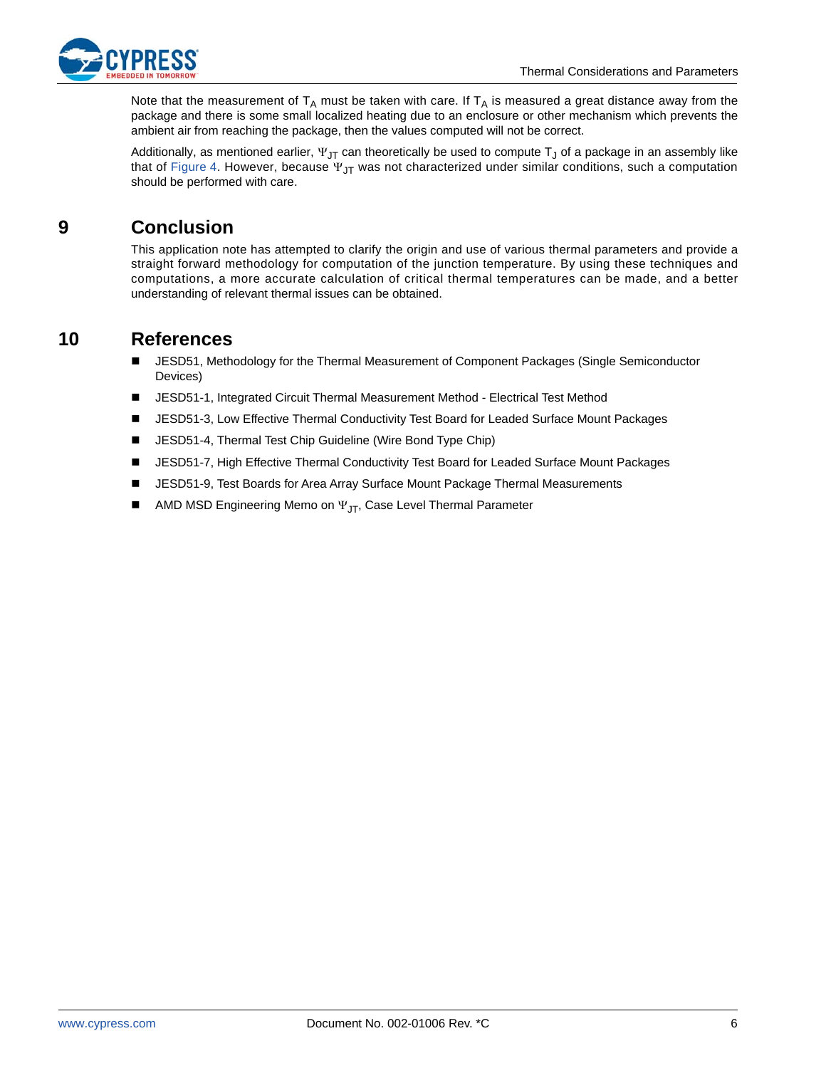Note that the measurement of $T_A$ must be taken with care. If $T_A$ is measured a great distance away from the package and there is some small localized heating due to an enclosure or other mechanism which prevents the ambient air from reaching the package, then the values computed will not be correct.

Additionally, as mentioned earlier, $\Psi_{JT}$ can theoretically be used to compute $T_J$ of a package in an assembly like that of Figure 4. However, because $\Psi_{JT}$ was not characterized under similar conditions, such a computation should be performed with care.

# 9 Conclusion

This application note has attempted to clarify the origin and use of various thermal parameters and provide a straight forward methodology for computation of the junction temperature. By using these techniques and computations, a more accurate calculation of critical thermal temperatures can be made, and a better understanding of relevant thermal issues can be obtained.

# 10 References

- JESD51, Methodology for the Thermal Measurement of Component Packages (Single Semiconductor Devices)
- JESD51-1, Integrated Circuit Thermal Measurement Method - Electrical Test Method
- JESD51-3, Low Effective Thermal Conductivity Test Board for Leaded Surface Mount Packages
- JESD51-4, Thermal Test Chip Guideline (Wire Bond Type Chip)
- JESD51-7, High Effective Thermal Conductivity Test Board for Leaded Surface Mount Packages
- JESD51-9, Test Boards for Area Array Surface Mount Package Thermal Measurements
- AMD MSD Engineering Memo on $\Psi_{JT}$, Case Level Thermal Parameter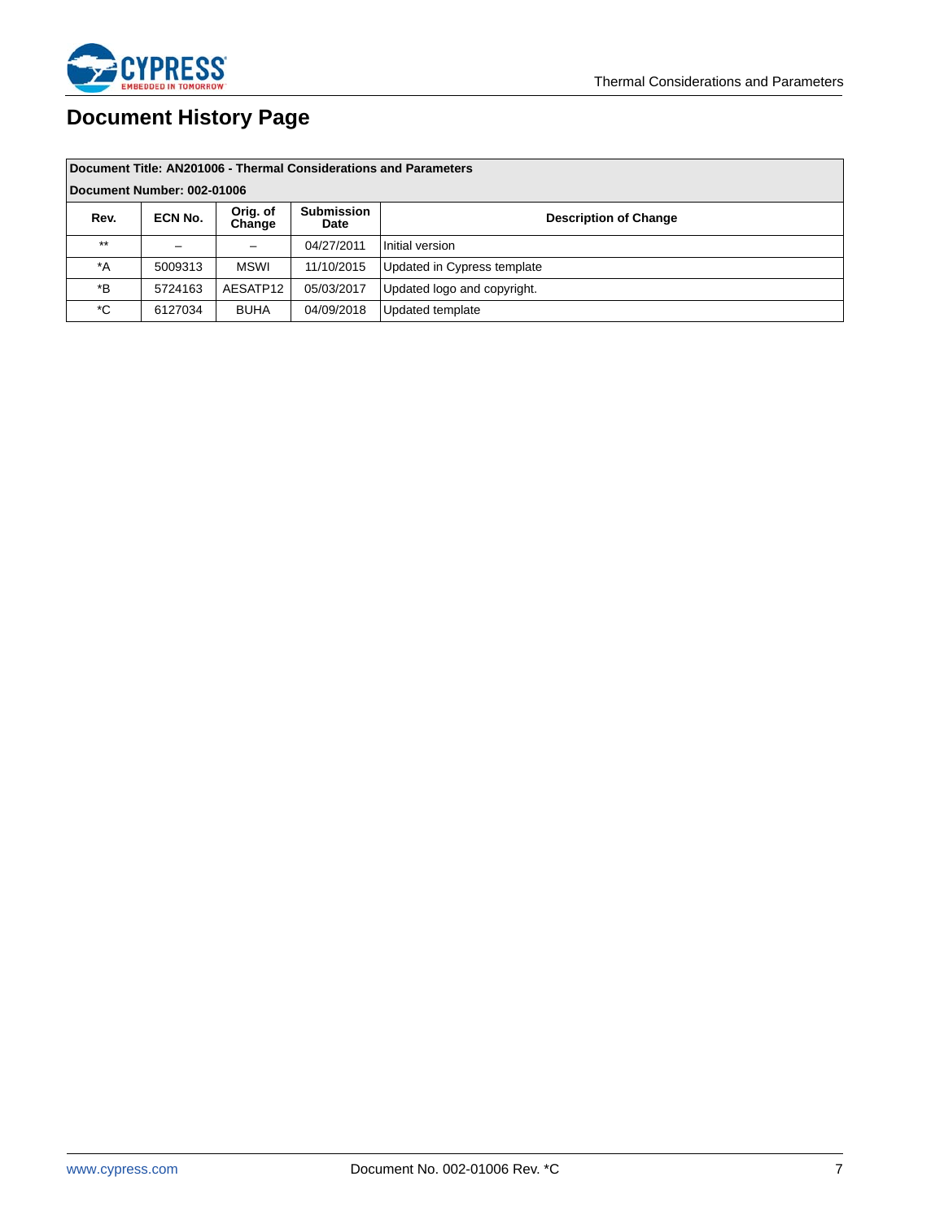# Document History Page

| Document Title: AN201006 - Thermal Considerations and Parameters | | | | |
|---|---|---|---|---|
| **Document Number: 002-01006** | | | | |
| **Rev.** | **ECN No.** | **Orig. of Change** | **Submission Date** | **Description of Change** |
| ** | – | – | 04/27/2011 | Initial version |
| *A | 5009313 | MSWI | 11/10/2015 | Updated in Cypress template |
| *B | 5724163 | AESATP12 | 05/03/2017 | Updated logo and copyright. |
| *C | 6127034 | BUHA | 04/09/2018 | Updated template |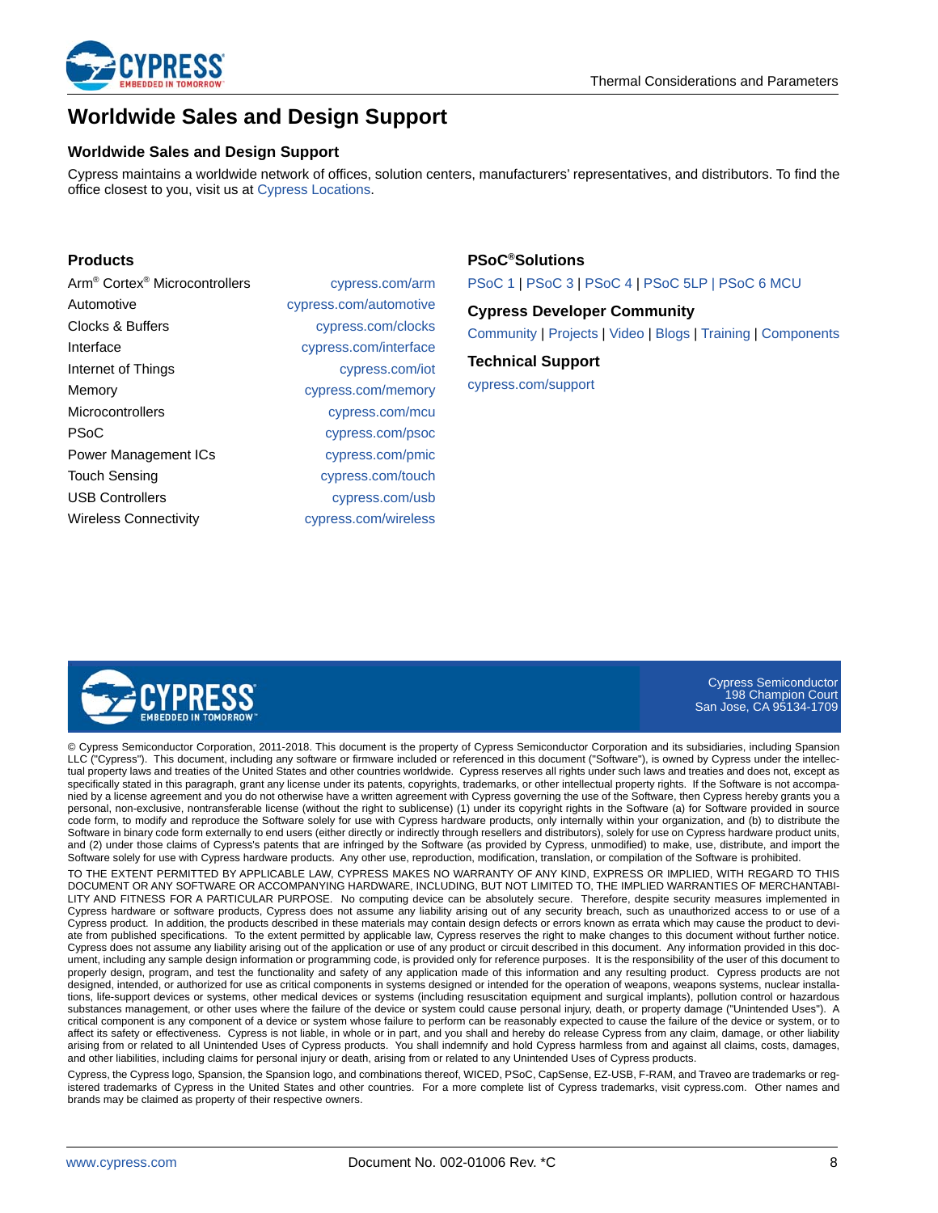# Worldwide Sales and Design Support

### Worldwide Sales and Design Support

Cypress maintains a worldwide network of offices, solution centers, manufacturers' representatives, and distributors. To find the office closest to you, visit us at Cypress Locations.

### Products

| | |
|---|---|
| Arm® Cortex® Microcontrollers | cypress.com/arm |
| Automotive | cypress.com/automotive |
| Clocks & Buffers | cypress.com/clocks |
| Interface | cypress.com/interface |
| Internet of Things | cypress.com/iot |
| Memory | cypress.com/memory |
| Microcontrollers | cypress.com/mcu |
| PSoC | cypress.com/psoc |
| Power Management ICs | cypress.com/pmic |
| Touch Sensing | cypress.com/touch |
| USB Controllers | cypress.com/usb |
| Wireless Connectivity | cypress.com/wireless |

### PSoC® Solutions

PSoC 1 | PSoC 3 | PSoC 4 | PSoC 5LP | PSoC 6 MCU

### Cypress Developer Community

Community | Projects | Video | Blogs | Training | Components

### Technical Support

cypress.com/support

Cypress Semiconductor
198 Champion Court
San Jose, CA 95134-1709

© Cypress Semiconductor Corporation, 2011-2018. This document is the property of Cypress Semiconductor Corporation and its subsidiaries, including Spansion LLC ("Cypress"). This document, including any software or firmware included or referenced in this document ("Software"), is owned by Cypress under the intellectual property laws and treaties of the United States and other countries worldwide. Cypress reserves all rights under such laws and treaties and does not, except as specifically stated in this paragraph, grant any license under its patents, copyrights, trademarks, or other intellectual property rights. If the Software is not accompanied by a license agreement and you do not otherwise have a written agreement with Cypress governing the use of the Software, then Cypress hereby grants you a personal, non-exclusive, nontransferable license (without the right to sublicense) (1) under its copyright rights in the Software (a) for Software provided in source code form, to modify and reproduce the Software solely for use with Cypress hardware products, only internally within your organization, and (b) to distribute the Software in binary code form externally to end users (either directly or indirectly through resellers and distributors), solely for use on Cypress hardware product units, and (2) under those claims of Cypress's patents that are infringed by the Software (as provided by Cypress, unmodified) to make, use, distribute, and import the Software solely for use with Cypress hardware products. Any other use, reproduction, modification, translation, or compilation of the Software is prohibited.

TO THE EXTENT PERMITTED BY APPLICABLE LAW, CYPRESS MAKES NO WARRANTY OF ANY KIND, EXPRESS OR IMPLIED, WITH REGARD TO THIS DOCUMENT OR ANY SOFTWARE OR ACCOMPANYING HARDWARE, INCLUDING, BUT NOT LIMITED TO, THE IMPLIED WARRANTIES OF MERCHANTABILITY AND FITNESS FOR A PARTICULAR PURPOSE. No computing device can be absolutely secure. Therefore, despite security measures implemented in Cypress hardware or software products, Cypress does not assume any liability arising out of any security breach, such as unauthorized access to or use of a Cypress product. In addition, the products described in these materials may contain design defects or errors known as errata which may cause the product to deviate from published specifications. To the extent permitted by applicable law, Cypress reserves the right to make changes to this document without further notice. Cypress does not assume any liability arising out of the application or use of any product or circuit described in this document. Any information provided in this document, including any sample design information or programming code, is provided only for reference purposes. It is the responsibility of the user of this document to properly design, program, and test the functionality and safety of any application made of this information and any resulting product. Cypress products are not designed, intended, or authorized for use as critical components in systems designed or intended for the operation of weapons, weapons systems, nuclear installations, life-support devices or systems, other medical devices or systems (including resuscitation equipment and surgical implants), pollution control or hazardous substances management, or other uses where the failure of the device or system could cause personal injury, death, or property damage ("Unintended Uses"). A critical component is any component of a device or system whose failure to perform can be reasonably expected to cause the failure of the device or system, or to affect its safety or effectiveness. Cypress is not liable, in whole or in part, and you shall and hereby do release Cypress from any claim, damage, or other liability arising from or related to all Unintended Uses of Cypress products. You shall indemnify and hold Cypress harmless from and against all claims, costs, damages, and other liabilities, including claims for personal injury or death, arising from or related to any Unintended Uses of Cypress products.

Cypress, the Cypress logo, Spansion, the Spansion logo, and combinations thereof, WICED, PSoC, CapSense, EZ-USB, F-RAM, and Traveo are trademarks or registered trademarks of Cypress in the United States and other countries. For a more complete list of Cypress trademarks, visit cypress.com. Other names and brands may be claimed as property of their respective owners.